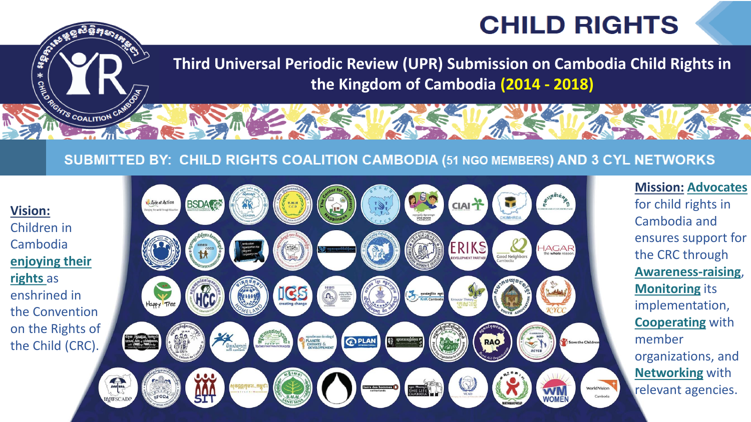# CHILD RIGHTS

## Third Universal Periodic Review (UPR) Submission on Cambodia Child Rights in the Kingdom of Cambodia (2014 - 2018)

### SUBMITTED BY: CHILD RIGHTS COALITION CAMBODIA (51 NGO MEMBERS) AND 3 CYL NETWORKS

**Vision:** Children in Cambodia **enjoying their rights** as enshrined in the Convention on the Rights of the Child (CRC).

**Mission:** **Advocates** for child rights in Cambodia and ensures support for the CRC through **Awareness-raising**, **Monitoring** its implementation, **Cooperating** with member organizations, and **Networking** with relevant agencies.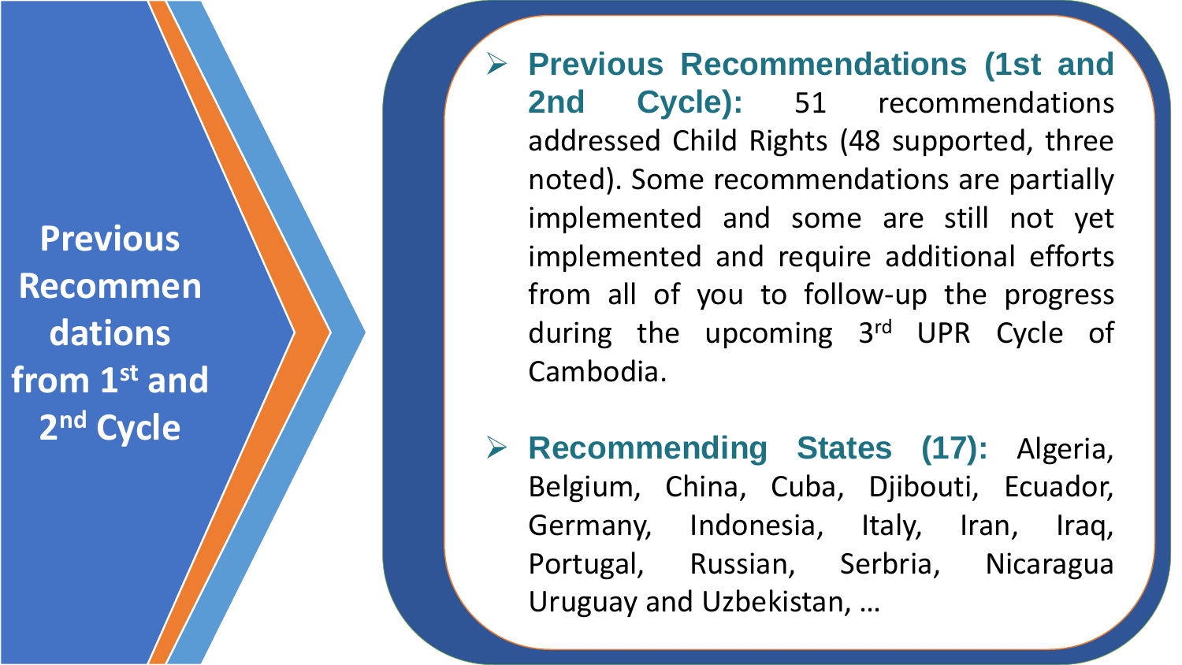# Previous Recommendations from 1st and 2nd Cycle

- **Previous Recommendations (1st and 2nd Cycle):** 51 recommendations addressed Child Rights (48 supported, three noted). Some recommendations are partially implemented and some are still not yet implemented and require additional efforts from all of you to follow-up the progress during the upcoming 3rd UPR Cycle of Cambodia.

- **Recommending States (17):** Algeria, Belgium, China, Cuba, Djibouti, Ecuador, Germany, Indonesia, Italy, Iran, Iraq, Portugal, Russian, Serbria, Nicaragua Uruguay and Uzbekistan, …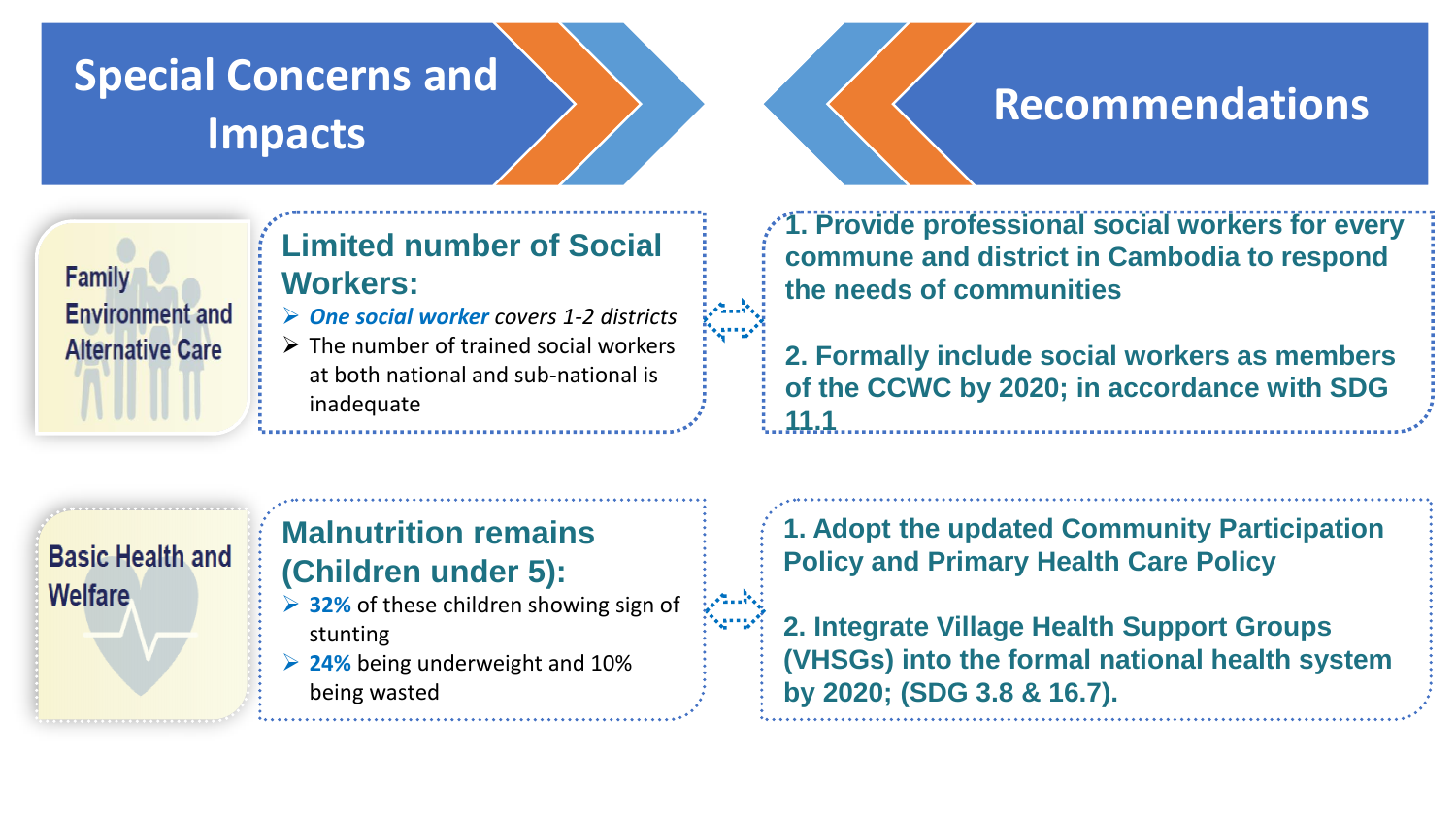# Special Concerns and Impacts

# Recommendations

## Family Environment and Alternative Care

### Limited number of Social Workers:

- ***One social worker** covers 1-2 districts*
- The number of trained social workers at both national and sub-national is inadequate

**1. Provide professional social workers for every commune and district in Cambodia to respond the needs of communities**

**2. Formally include social workers as members of the CCWC by 2020; in accordance with SDG 11.1**

## Basic Health and Welfare

### Malnutrition remains (Children under 5):

- **32%** of these children showing sign of stunting
- **24%** being underweight and 10% being wasted

**1. Adopt the updated Community Participation Policy and Primary Health Care Policy**

**2. Integrate Village Health Support Groups (VHSGs) into the formal national health system by 2020; (SDG 3.8 & 16.7).**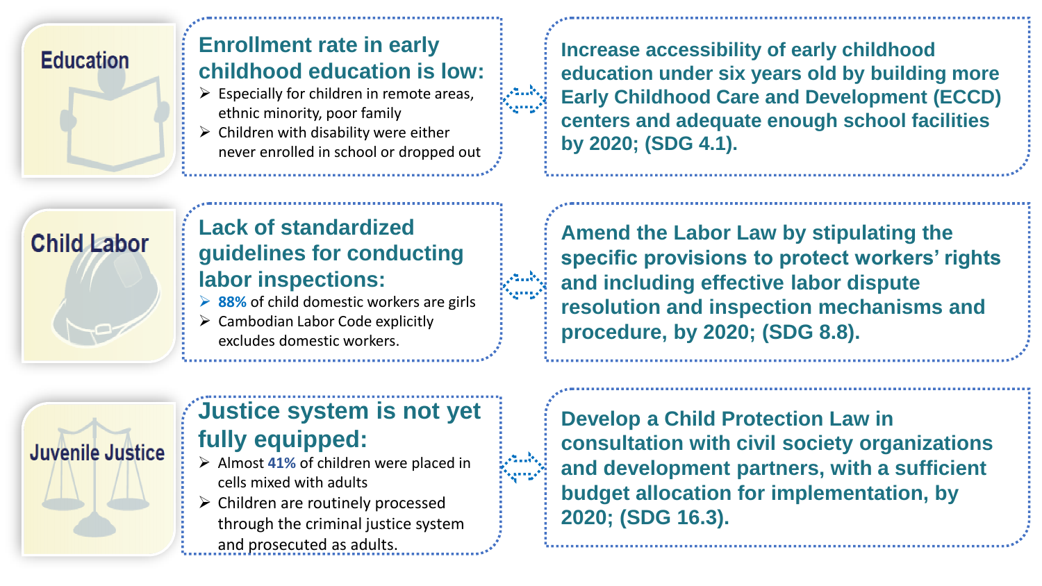## Education

**Enrollment rate in early childhood education is low:**

- Especially for children in remote areas, ethnic minority, poor family
- Children with disability were either never enrolled in school or dropped out

**Increase accessibility of early childhood education under six years old by building more Early Childhood Care and Development (ECCD) centers and adequate enough school facilities by 2020; (SDG 4.1).**

## Child Labor

**Lack of standardized guidelines for conducting labor inspections:**

- **88%** of child domestic workers are girls
- Cambodian Labor Code explicitly excludes domestic workers.

**Amend the Labor Law by stipulating the specific provisions to protect workers' rights and including effective labor dispute resolution and inspection mechanisms and procedure, by 2020; (SDG 8.8).**

## Juvenile Justice

**Justice system is not yet fully equipped:**

- Almost **41%** of children were placed in cells mixed with adults
- Children are routinely processed through the criminal justice system and prosecuted as adults.

**Develop a Child Protection Law in consultation with civil society organizations and development partners, with a sufficient budget allocation for implementation, by 2020; (SDG 16.3).**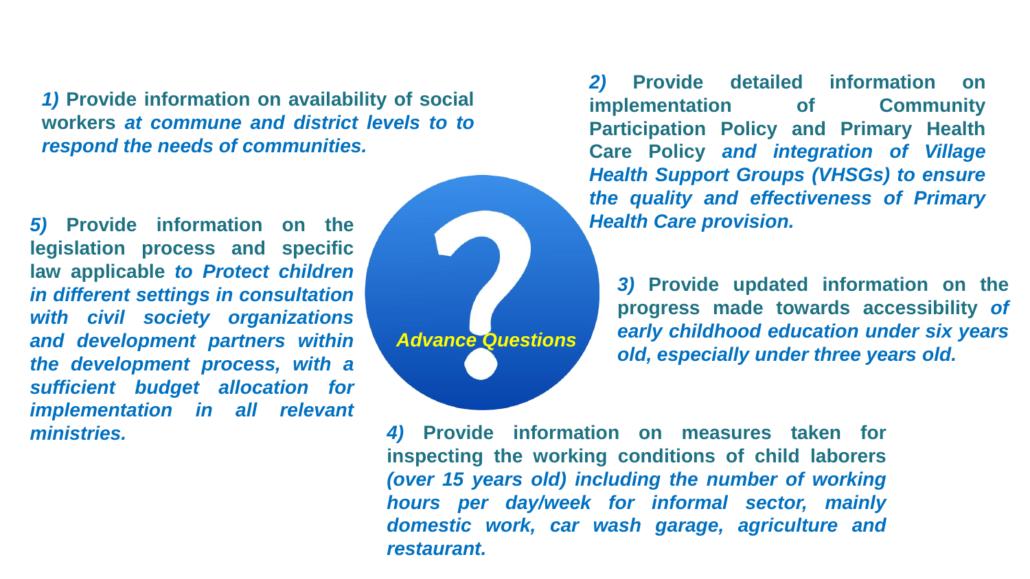## Advance Questions

*1)* **Provide information on availability of social workers** ***at commune and district levels to to respond the needs of communities.***

*2)* **Provide detailed information on implementation of Community Participation Policy and Primary Health Care Policy** ***and integration of Village Health Support Groups (VHSGs) to ensure the quality and effectiveness of Primary Health Care provision.***

*3)* **Provide updated information on the progress made towards accessibility** ***of early childhood education under six years old, especially under three years old.***

*4)* **Provide information on measures taken for inspecting the working conditions of child laborers** ***(over 15 years old) including the number of working hours per day/week for informal sector, mainly domestic work, car wash garage, agriculture and restaurant.***

*5)* **Provide information on the legislation process and specific law applicable** ***to Protect children in different settings in consultation with civil society organizations and development partners within the development process, with a sufficient budget allocation for implementation in all relevant ministries.***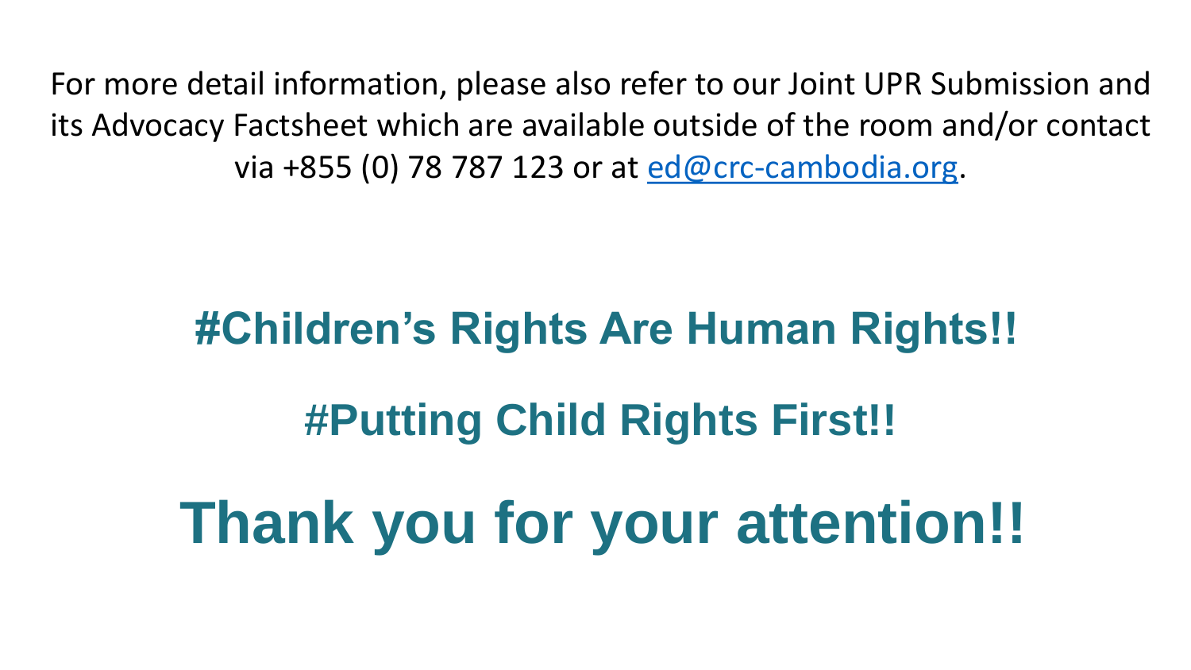For more detail information, please also refer to our Joint UPR Submission and its Advocacy Factsheet which are available outside of the room and/or contact via +855 (0) 78 787 123 or at ed@crc-cambodia.org.

**#Children's Rights Are Human Rights!!**

**#Putting Child Rights First!!**

# **Thank you for your attention!!**